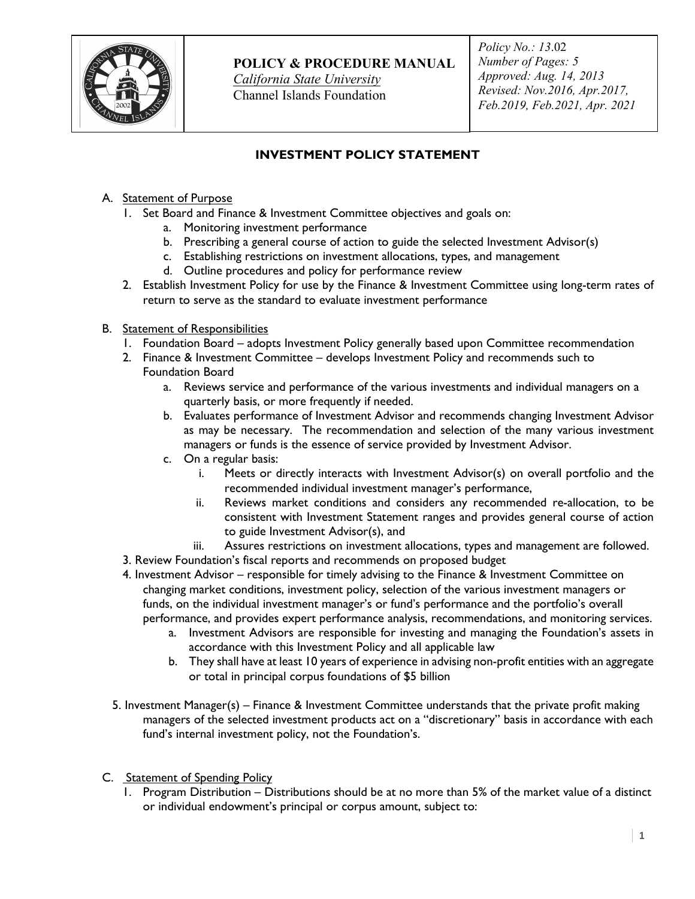| | **POLICY & PROCEDURE MANUAL**<br>*California State University*<br>Channel Islands Foundation | *Policy No.: 13.02*<br>*Number of Pages: 5*<br>*Approved: Aug. 14, 2013*<br>*Revised: Nov.2016, Apr.2017, Feb.2019, Feb.2021, Apr. 2021* |
|---|---|---|

# INVESTMENT POLICY STATEMENT

A. Statement of Purpose
   1. Set Board and Finance & Investment Committee objectives and goals on:
      a. Monitoring investment performance
      b. Prescribing a general course of action to guide the selected Investment Advisor(s)
      c. Establishing restrictions on investment allocations, types, and management
      d. Outline procedures and policy for performance review
   2. Establish Investment Policy for use by the Finance & Investment Committee using long-term rates of return to serve as the standard to evaluate investment performance

B. Statement of Responsibilities
   1. Foundation Board – adopts Investment Policy generally based upon Committee recommendation
   2. Finance & Investment Committee – develops Investment Policy and recommends such to Foundation Board
      a. Reviews service and performance of the various investments and individual managers on a quarterly basis, or more frequently if needed.
      b. Evaluates performance of Investment Advisor and recommends changing Investment Advisor as may be necessary. The recommendation and selection of the many various investment managers or funds is the essence of service provided by Investment Advisor.
      c. On a regular basis:
         i. Meets or directly interacts with Investment Advisor(s) on overall portfolio and the recommended individual investment manager's performance,
         ii. Reviews market conditions and considers any recommended re-allocation, to be consistent with Investment Statement ranges and provides general course of action to guide Investment Advisor(s), and
         iii. Assures restrictions on investment allocations, types and management are followed.
   3. Review Foundation's fiscal reports and recommends on proposed budget
   4. Investment Advisor – responsible for timely advising to the Finance & Investment Committee on changing market conditions, investment policy, selection of the various investment managers or funds, on the individual investment manager's or fund's performance and the portfolio's overall performance, and provides expert performance analysis, recommendations, and monitoring services.
      a. Investment Advisors are responsible for investing and managing the Foundation's assets in accordance with this Investment Policy and all applicable law
      b. They shall have at least 10 years of experience in advising non-profit entities with an aggregate or total in principal corpus foundations of $5 billion
   5. Investment Manager(s) – Finance & Investment Committee understands that the private profit making managers of the selected investment products act on a "discretionary" basis in accordance with each fund's internal investment policy, not the Foundation's.

C. Statement of Spending Policy
   1. Program Distribution – Distributions should be at no more than 5% of the market value of a distinct or individual endowment's principal or corpus amount, subject to: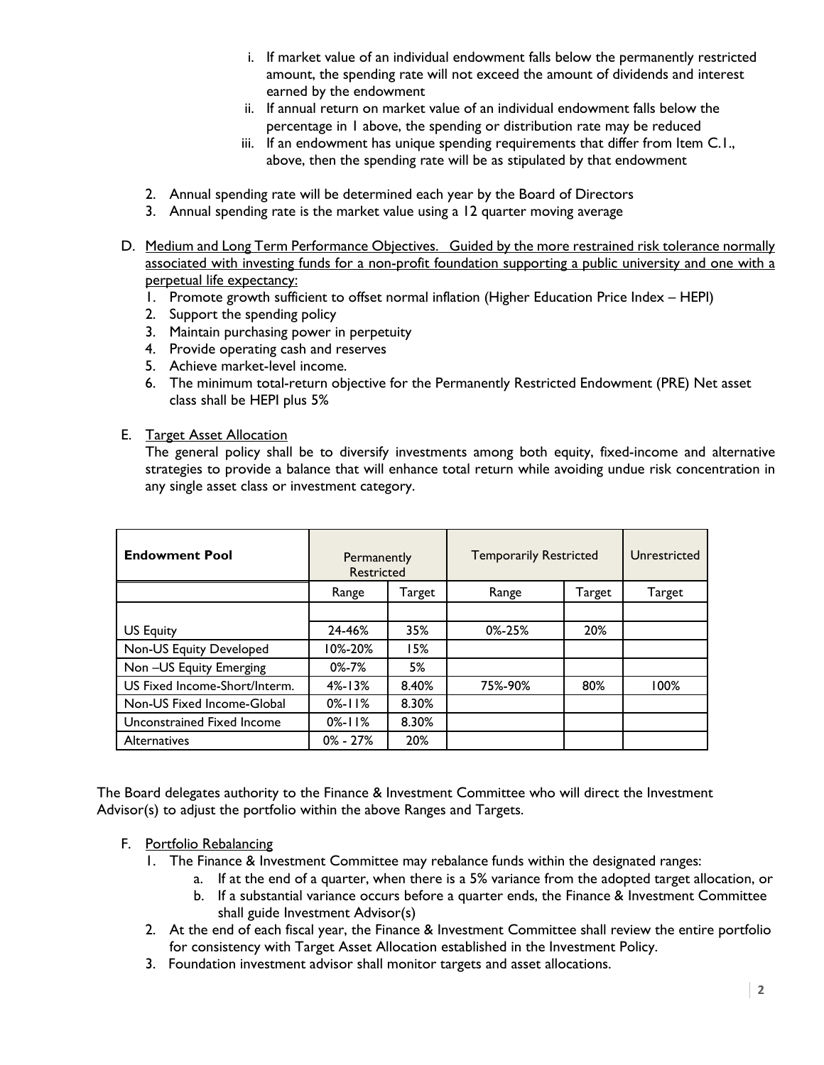i. If market value of an individual endowment falls below the permanently restricted amount, the spending rate will not exceed the amount of dividends and interest earned by the endowment
   ii. If annual return on market value of an individual endowment falls below the percentage in 1 above, the spending or distribution rate may be reduced
   iii. If an endowment has unique spending requirements that differ from Item C.1., above, then the spending rate will be as stipulated by that endowment

2. Annual spending rate will be determined each year by the Board of Directors
3. Annual spending rate is the market value using a 12 quarter moving average

D. <u>Medium and Long Term Performance Objectives. Guided by the more restrained risk tolerance normally associated with investing funds for a non-profit foundation supporting a public university and one with a perpetual life expectancy:</u>
   1. Promote growth sufficient to offset normal inflation (Higher Education Price Index – HEPI)
   2. Support the spending policy
   3. Maintain purchasing power in perpetuity
   4. Provide operating cash and reserves
   5. Achieve market-level income.
   6. The minimum total-return objective for the Permanently Restricted Endowment (PRE) Net asset class shall be HEPI plus 5%

E. <u>Target Asset Allocation</u>
   The general policy shall be to diversify investments among both equity, fixed-income and alternative strategies to provide a balance that will enhance total return while avoiding undue risk concentration in any single asset class or investment category.

| **Endowment Pool** | Permanently Restricted | | Temporarily Restricted | | Unrestricted |
|---|---|---|---|---|---|
| | Range | Target | Range | Target | Target |
| | | | | | |
| US Equity | 24-46% | 35% | 0%-25% | 20% | |
| Non-US Equity Developed | 10%-20% | 15% | | | |
| Non –US Equity Emerging | 0%-7% | 5% | | | |
| US Fixed Income-Short/Interm. | 4%-13% | 8.40% | 75%-90% | 80% | 100% |
| Non-US Fixed Income-Global | 0%-11% | 8.30% | | | |
| Unconstrained Fixed Income | 0%-11% | 8.30% | | | |
| Alternatives | 0% - 27% | 20% | | | |

The Board delegates authority to the Finance & Investment Committee who will direct the Investment Advisor(s) to adjust the portfolio within the above Ranges and Targets.

F. <u>Portfolio Rebalancing</u>
   1. The Finance & Investment Committee may rebalance funds within the designated ranges:
      a. If at the end of a quarter, when there is a 5% variance from the adopted target allocation, or
      b. If a substantial variance occurs before a quarter ends, the Finance & Investment Committee shall guide Investment Advisor(s)
   2. At the end of each fiscal year, the Finance & Investment Committee shall review the entire portfolio for consistency with Target Asset Allocation established in the Investment Policy.
   3. Foundation investment advisor shall monitor targets and asset allocations.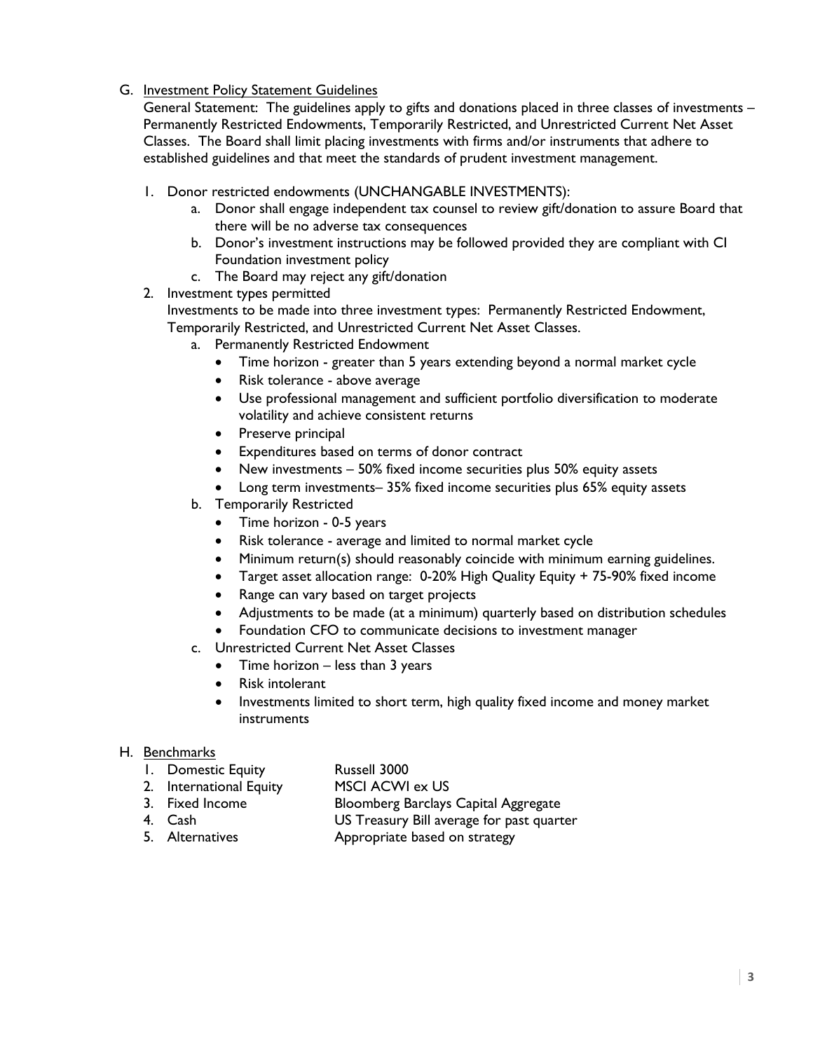G. Investment Policy Statement Guidelines

General Statement: The guidelines apply to gifts and donations placed in three classes of investments – Permanently Restricted Endowments, Temporarily Restricted, and Unrestricted Current Net Asset Classes. The Board shall limit placing investments with firms and/or instruments that adhere to established guidelines and that meet the standards of prudent investment management.

1. Donor restricted endowments (UNCHANGABLE INVESTMENTS):
   a. Donor shall engage independent tax counsel to review gift/donation to assure Board that there will be no adverse tax consequences
   b. Donor's investment instructions may be followed provided they are compliant with CI Foundation investment policy
   c. The Board may reject any gift/donation
2. Investment types permitted

   Investments to be made into three investment types: Permanently Restricted Endowment, Temporarily Restricted, and Unrestricted Current Net Asset Classes.
   a. Permanently Restricted Endowment
      - Time horizon - greater than 5 years extending beyond a normal market cycle
      - Risk tolerance - above average
      - Use professional management and sufficient portfolio diversification to moderate volatility and achieve consistent returns
      - Preserve principal
      - Expenditures based on terms of donor contract
      - New investments – 50% fixed income securities plus 50% equity assets
      - Long term investments– 35% fixed income securities plus 65% equity assets
   b. Temporarily Restricted
      - Time horizon - 0-5 years
      - Risk tolerance - average and limited to normal market cycle
      - Minimum return(s) should reasonably coincide with minimum earning guidelines.
      - Target asset allocation range: 0-20% High Quality Equity + 75-90% fixed income
      - Range can vary based on target projects
      - Adjustments to be made (at a minimum) quarterly based on distribution schedules
      - Foundation CFO to communicate decisions to investment manager
   c. Unrestricted Current Net Asset Classes
      - Time horizon – less than 3 years
      - Risk intolerant
      - Investments limited to short term, high quality fixed income and money market instruments

H. Benchmarks

| | |
|---|---|
| 1. Domestic Equity | Russell 3000 |
| 2. International Equity | MSCI ACWI ex US |
| 3. Fixed Income | Bloomberg Barclays Capital Aggregate |
| 4. Cash | US Treasury Bill average for past quarter |
| 5. Alternatives | Appropriate based on strategy |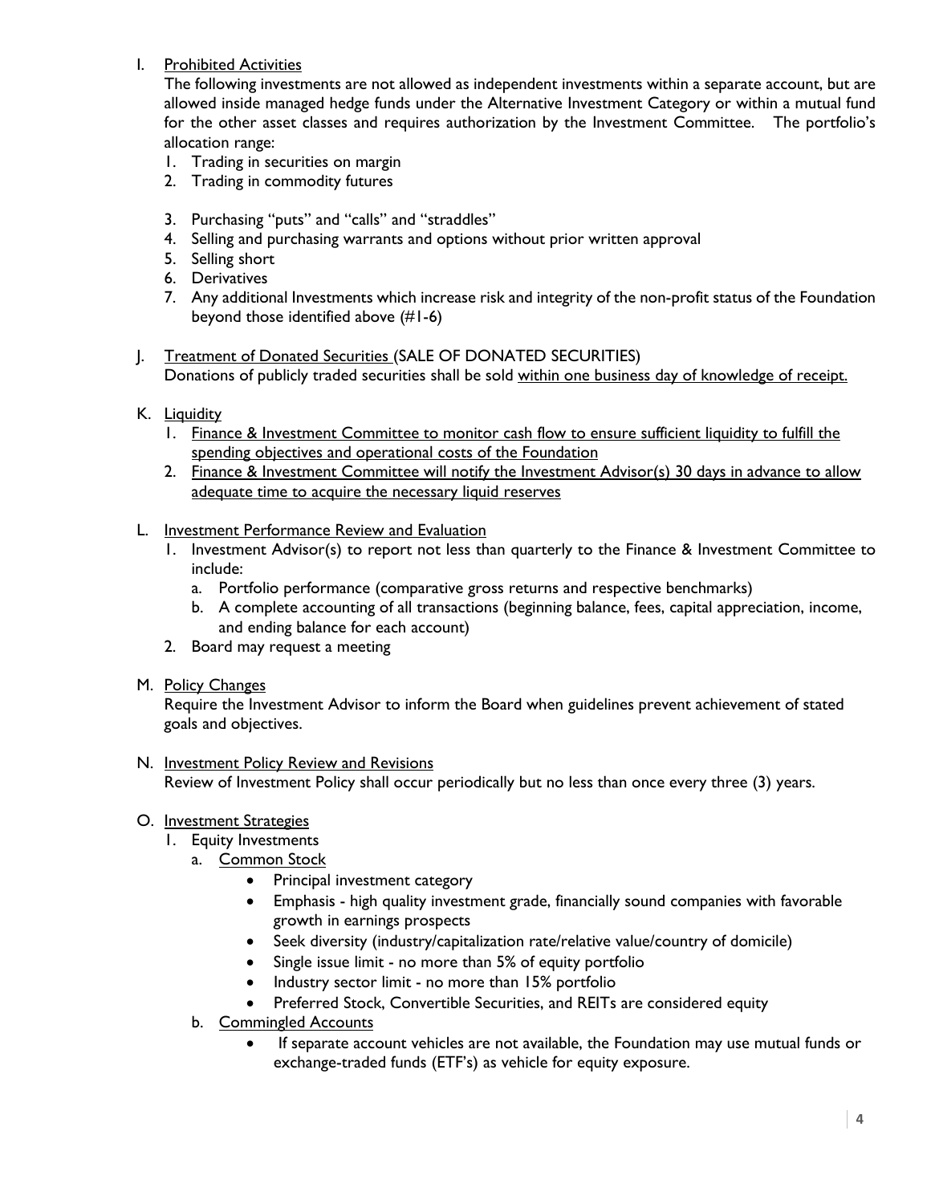I. <u>Prohibited Activities</u>

The following investments are not allowed as independent investments within a separate account, but are allowed inside managed hedge funds under the Alternative Investment Category or within a mutual fund for the other asset classes and requires authorization by the Investment Committee. The portfolio's allocation range:

1. Trading in securities on margin
2. Trading in commodity futures
3. Purchasing "puts" and "calls" and "straddles"
4. Selling and purchasing warrants and options without prior written approval
5. Selling short
6. Derivatives
7. Any additional Investments which increase risk and integrity of the non-profit status of the Foundation beyond those identified above (#1-6)

J. <u>Treatment of Donated Securities</u> (SALE OF DONATED SECURITIES)

Donations of publicly traded securities shall be sold <u>within one business day of knowledge of receipt.</u>

K. <u>Liquidity</u>

1. <u>Finance & Investment Committee to monitor cash flow to ensure sufficient liquidity to fulfill the spending objectives and operational costs of the Foundation</u>
2. <u>Finance & Investment Committee will notify the Investment Advisor(s) 30 days in advance to allow adequate time to acquire the necessary liquid reserves</u>

L. <u>Investment Performance Review and Evaluation</u>

1. Investment Advisor(s) to report not less than quarterly to the Finance & Investment Committee to include:
   a. Portfolio performance (comparative gross returns and respective benchmarks)
   b. A complete accounting of all transactions (beginning balance, fees, capital appreciation, income, and ending balance for each account)
2. Board may request a meeting

M. <u>Policy Changes</u>

Require the Investment Advisor to inform the Board when guidelines prevent achievement of stated goals and objectives.

N. <u>Investment Policy Review and Revisions</u>

Review of Investment Policy shall occur periodically but no less than once every three (3) years.

O. <u>Investment Strategies</u>

1. Equity Investments
   a. <u>Common Stock</u>
      - Principal investment category
      - Emphasis - high quality investment grade, financially sound companies with favorable growth in earnings prospects
      - Seek diversity (industry/capitalization rate/relative value/country of domicile)
      - Single issue limit - no more than 5% of equity portfolio
      - Industry sector limit - no more than 15% portfolio
      - Preferred Stock, Convertible Securities, and REITs are considered equity
   b. <u>Commingled Accounts</u>
      - If separate account vehicles are not available, the Foundation may use mutual funds or exchange-traded funds (ETF's) as vehicle for equity exposure.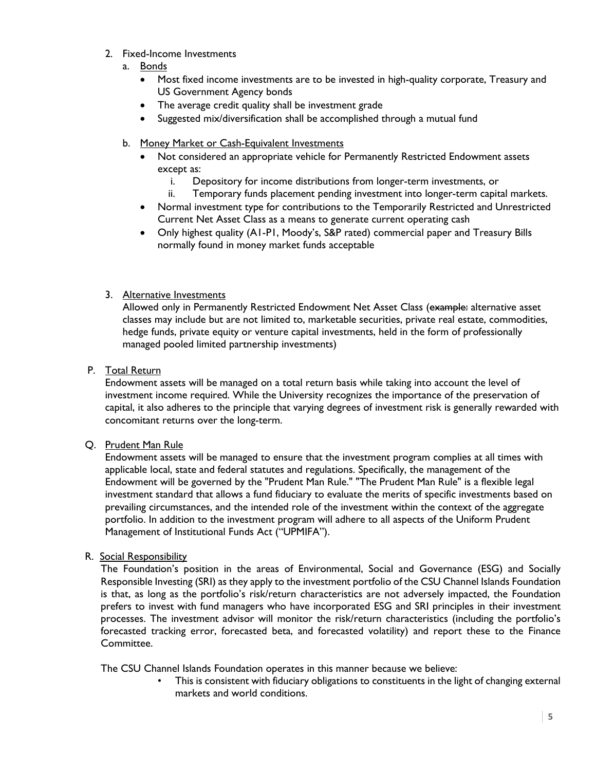2. Fixed-Income Investments
   a. Bonds
      - Most fixed income investments are to be invested in high-quality corporate, Treasury and US Government Agency bonds
      - The average credit quality shall be investment grade
      - Suggested mix/diversification shall be accomplished through a mutual fund

   b. Money Market or Cash-Equivalent Investments
      - Not considered an appropriate vehicle for Permanently Restricted Endowment assets except as:
        i. Depository for income distributions from longer-term investments, or
        ii. Temporary funds placement pending investment into longer-term capital markets.
      - Normal investment type for contributions to the Temporarily Restricted and Unrestricted Current Net Asset Class as a means to generate current operating cash
      - Only highest quality (A1-P1, Moody's, S&P rated) commercial paper and Treasury Bills normally found in money market funds acceptable

3. Alternative Investments
   Allowed only in Permanently Restricted Endowment Net Asset Class (~~example:~~ alternative asset classes may include but are not limited to, marketable securities, private real estate, commodities, hedge funds, private equity or venture capital investments, held in the form of professionally managed pooled limited partnership investments)

P. Total Return
Endowment assets will be managed on a total return basis while taking into account the level of investment income required. While the University recognizes the importance of the preservation of capital, it also adheres to the principle that varying degrees of investment risk is generally rewarded with concomitant returns over the long-term.

Q. Prudent Man Rule
Endowment assets will be managed to ensure that the investment program complies at all times with applicable local, state and federal statutes and regulations. Specifically, the management of the Endowment will be governed by the "Prudent Man Rule." "The Prudent Man Rule" is a flexible legal investment standard that allows a fund fiduciary to evaluate the merits of specific investments based on prevailing circumstances, and the intended role of the investment within the context of the aggregate portfolio. In addition to the investment program will adhere to all aspects of the Uniform Prudent Management of Institutional Funds Act ("UPMIFA").

R. Social Responsibility
The Foundation's position in the areas of Environmental, Social and Governance (ESG) and Socially Responsible Investing (SRI) as they apply to the investment portfolio of the CSU Channel Islands Foundation is that, as long as the portfolio's risk/return characteristics are not adversely impacted, the Foundation prefers to invest with fund managers who have incorporated ESG and SRI principles in their investment processes. The investment advisor will monitor the risk/return characteristics (including the portfolio's forecasted tracking error, forecasted beta, and forecasted volatility) and report these to the Finance Committee.

The CSU Channel Islands Foundation operates in this manner because we believe:

- This is consistent with fiduciary obligations to constituents in the light of changing external markets and world conditions.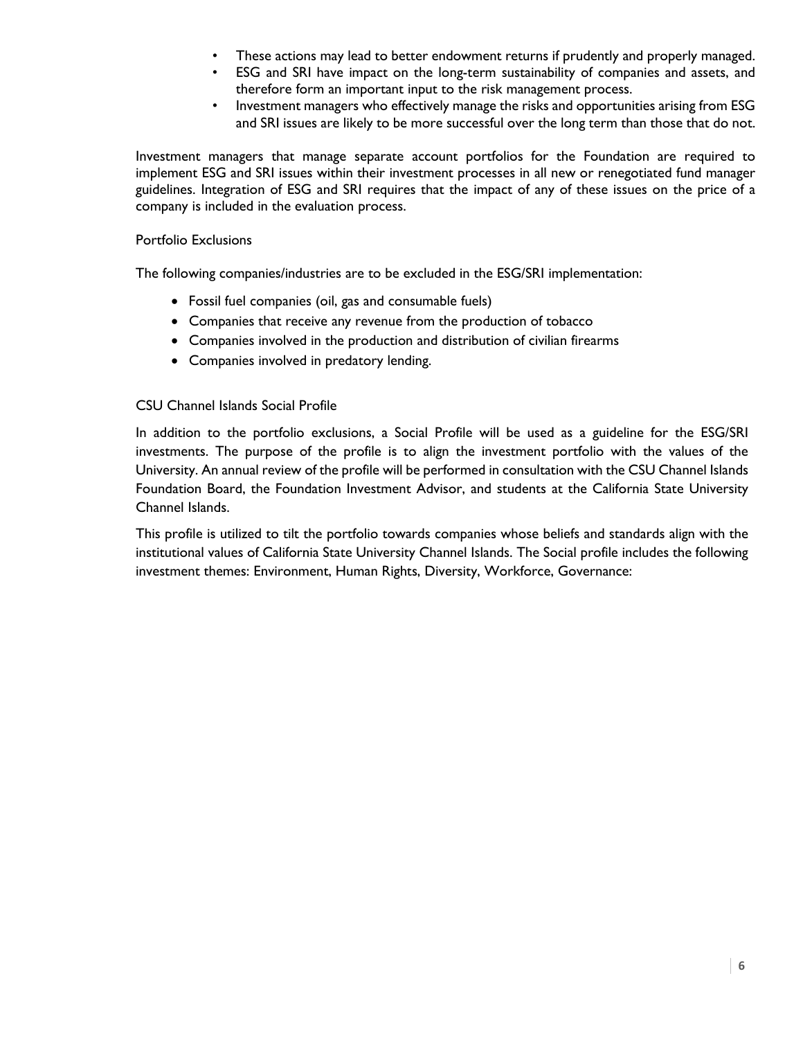- These actions may lead to better endowment returns if prudently and properly managed.
- ESG and SRI have impact on the long-term sustainability of companies and assets, and therefore form an important input to the risk management process.
- Investment managers who effectively manage the risks and opportunities arising from ESG and SRI issues are likely to be more successful over the long term than those that do not.

Investment managers that manage separate account portfolios for the Foundation are required to implement ESG and SRI issues within their investment processes in all new or renegotiated fund manager guidelines. Integration of ESG and SRI requires that the impact of any of these issues on the price of a company is included in the evaluation process.

Portfolio Exclusions

The following companies/industries are to be excluded in the ESG/SRI implementation:

- Fossil fuel companies (oil, gas and consumable fuels)
- Companies that receive any revenue from the production of tobacco
- Companies involved in the production and distribution of civilian firearms
- Companies involved in predatory lending.

CSU Channel Islands Social Profile

In addition to the portfolio exclusions, a Social Profile will be used as a guideline for the ESG/SRI investments. The purpose of the profile is to align the investment portfolio with the values of the University. An annual review of the profile will be performed in consultation with the CSU Channel Islands Foundation Board, the Foundation Investment Advisor, and students at the California State University Channel Islands.

This profile is utilized to tilt the portfolio towards companies whose beliefs and standards align with the institutional values of California State University Channel Islands. The Social profile includes the following investment themes: Environment, Human Rights, Diversity, Workforce, Governance: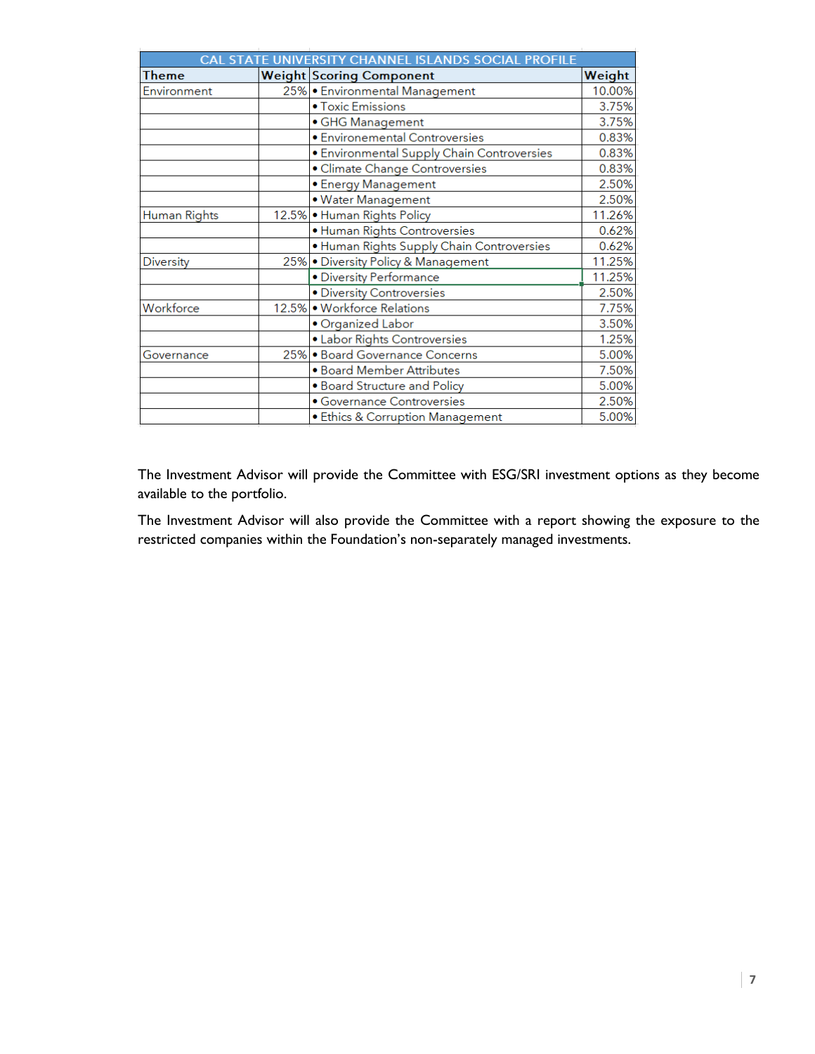| CAL STATE UNIVERSITY CHANNEL ISLANDS SOCIAL PROFILE | | | |
|---|---|---|---|
| **Theme** | **Weight** | **Scoring Component** | **Weight** |
| Environment | 25% | • Environmental Management | 10.00% |
| | | • Toxic Emissions | 3.75% |
| | | • GHG Management | 3.75% |
| | | • Environemental Controversies | 0.83% |
| | | • Environmental Supply Chain Controversies | 0.83% |
| | | • Climate Change Controversies | 0.83% |
| | | • Energy Management | 2.50% |
| | | • Water Management | 2.50% |
| Human Rights | 12.5% | • Human Rights Policy | 11.26% |
| | | • Human Rights Controversies | 0.62% |
| | | • Human Rights Supply Chain Controversies | 0.62% |
| Diversity | 25% | • Diversity Policy & Management | 11.25% |
| | | • Diversity Performance | 11.25% |
| | | • Diversity Controversies | 2.50% |
| Workforce | 12.5% | • Workforce Relations | 7.75% |
| | | • Organized Labor | 3.50% |
| | | • Labor Rights Controversies | 1.25% |
| Governance | 25% | • Board Governance Concerns | 5.00% |
| | | • Board Member Attributes | 7.50% |
| | | • Board Structure and Policy | 5.00% |
| | | • Governance Controversies | 2.50% |
| | | • Ethics & Corruption Management | 5.00% |

The Investment Advisor will provide the Committee with ESG/SRI investment options as they become available to the portfolio.

The Investment Advisor will also provide the Committee with a report showing the exposure to the restricted companies within the Foundation's non-separately managed investments.